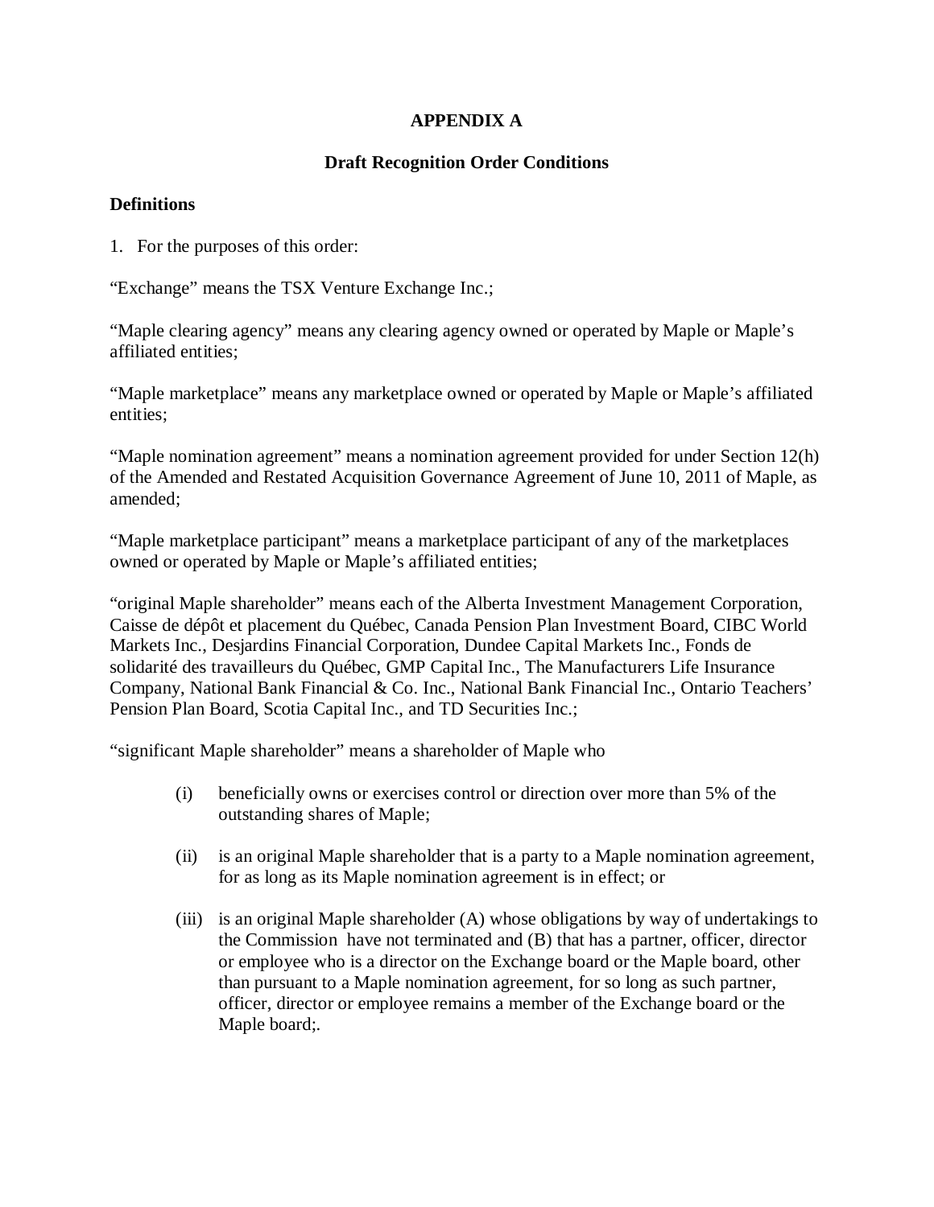**APPENDIX A**

**Draft Recognition Order Conditions**

**Definitions**

1. For the purposes of this order:

"Exchange" means the TSX Venture Exchange Inc.;

"Maple clearing agency" means any clearing agency owned or operated by Maple or Maple's affiliated entities;

"Maple marketplace" means any marketplace owned or operated by Maple or Maple's affiliated entities;

"Maple nomination agreement" means a nomination agreement provided for under Section 12(h) of the Amended and Restated Acquisition Governance Agreement of June 10, 2011 of Maple, as amended;

"Maple marketplace participant" means a marketplace participant of any of the marketplaces owned or operated by Maple or Maple's affiliated entities;

"original Maple shareholder" means each of the Alberta Investment Management Corporation, Caisse de dépôt et placement du Québec, Canada Pension Plan Investment Board, CIBC World Markets Inc., Desjardins Financial Corporation, Dundee Capital Markets Inc., Fonds de solidarité des travailleurs du Québec, GMP Capital Inc., The Manufacturers Life Insurance Company, National Bank Financial & Co. Inc., National Bank Financial Inc., Ontario Teachers' Pension Plan Board, Scotia Capital Inc., and TD Securities Inc.;

"significant Maple shareholder" means a shareholder of Maple who

(i) beneficially owns or exercises control or direction over more than 5% of the outstanding shares of Maple;

(ii) is an original Maple shareholder that is a party to a Maple nomination agreement, for as long as its Maple nomination agreement is in effect; or

(iii) is an original Maple shareholder (A) whose obligations by way of undertakings to the Commission have not terminated and (B) that has a partner, officer, director or employee who is a director on the Exchange board or the Maple board, other than pursuant to a Maple nomination agreement, for so long as such partner, officer, director or employee remains a member of the Exchange board or the Maple board;.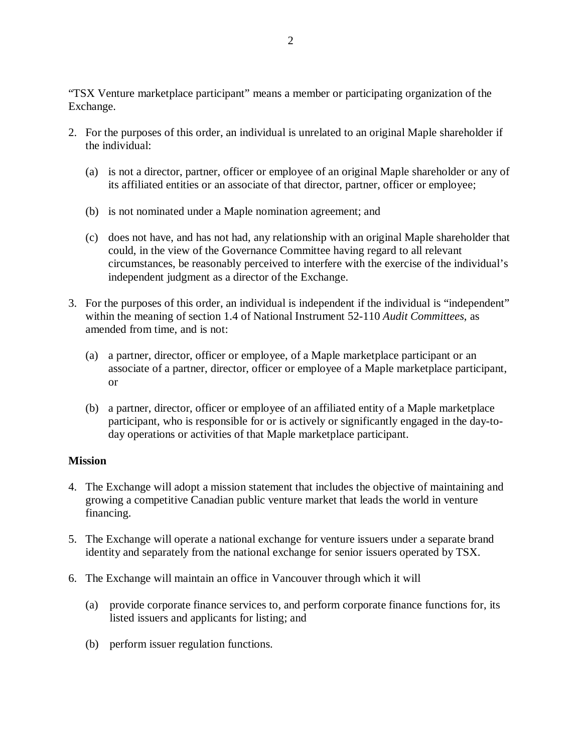"TSX Venture marketplace participant" means a member or participating organization of the Exchange.

2. For the purposes of this order, an individual is unrelated to an original Maple shareholder if the individual:

   (a) is not a director, partner, officer or employee of an original Maple shareholder or any of its affiliated entities or an associate of that director, partner, officer or employee;

   (b) is not nominated under a Maple nomination agreement; and

   (c) does not have, and has not had, any relationship with an original Maple shareholder that could, in the view of the Governance Committee having regard to all relevant circumstances, be reasonably perceived to interfere with the exercise of the individual's independent judgment as a director of the Exchange.

3. For the purposes of this order, an individual is independent if the individual is "independent" within the meaning of section 1.4 of National Instrument 52-110 *Audit Committees*, as amended from time, and is not:

   (a) a partner, director, officer or employee, of a Maple marketplace participant or an associate of a partner, director, officer or employee of a Maple marketplace participant, or

   (b) a partner, director, officer or employee of an affiliated entity of a Maple marketplace participant, who is responsible for or is actively or significantly engaged in the day-to-day operations or activities of that Maple marketplace participant.

**Mission**

4. The Exchange will adopt a mission statement that includes the objective of maintaining and growing a competitive Canadian public venture market that leads the world in venture financing.

5. The Exchange will operate a national exchange for venture issuers under a separate brand identity and separately from the national exchange for senior issuers operated by TSX.

6. The Exchange will maintain an office in Vancouver through which it will

   (a) provide corporate finance services to, and perform corporate finance functions for, its listed issuers and applicants for listing; and

   (b) perform issuer regulation functions.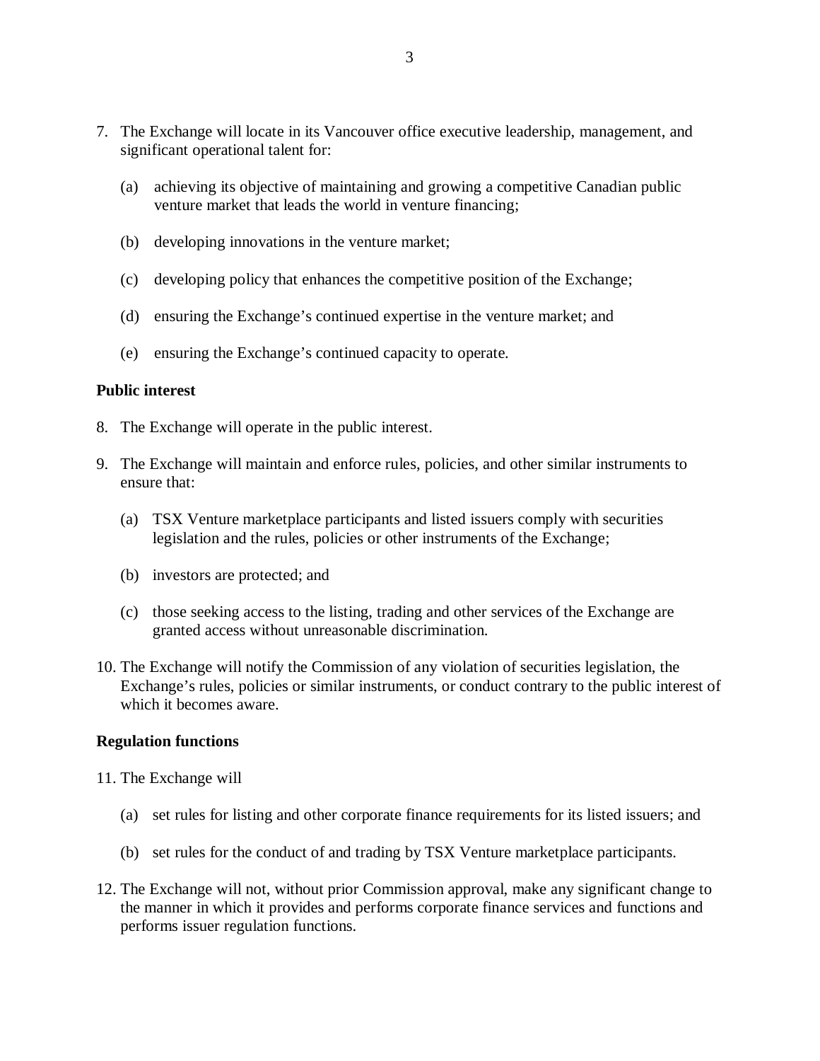7. The Exchange will locate in its Vancouver office executive leadership, management, and significant operational talent for:

    (a) achieving its objective of maintaining and growing a competitive Canadian public venture market that leads the world in venture financing;

    (b) developing innovations in the venture market;

    (c) developing policy that enhances the competitive position of the Exchange;

    (d) ensuring the Exchange's continued expertise in the venture market; and

    (e) ensuring the Exchange's continued capacity to operate.

**Public interest**

8. The Exchange will operate in the public interest.

9. The Exchange will maintain and enforce rules, policies, and other similar instruments to ensure that:

    (a) TSX Venture marketplace participants and listed issuers comply with securities legislation and the rules, policies or other instruments of the Exchange;

    (b) investors are protected; and

    (c) those seeking access to the listing, trading and other services of the Exchange are granted access without unreasonable discrimination.

10. The Exchange will notify the Commission of any violation of securities legislation, the Exchange's rules, policies or similar instruments, or conduct contrary to the public interest of which it becomes aware.

**Regulation functions**

11. The Exchange will

    (a) set rules for listing and other corporate finance requirements for its listed issuers; and

    (b) set rules for the conduct of and trading by TSX Venture marketplace participants.

12. The Exchange will not, without prior Commission approval, make any significant change to the manner in which it provides and performs corporate finance services and functions and performs issuer regulation functions.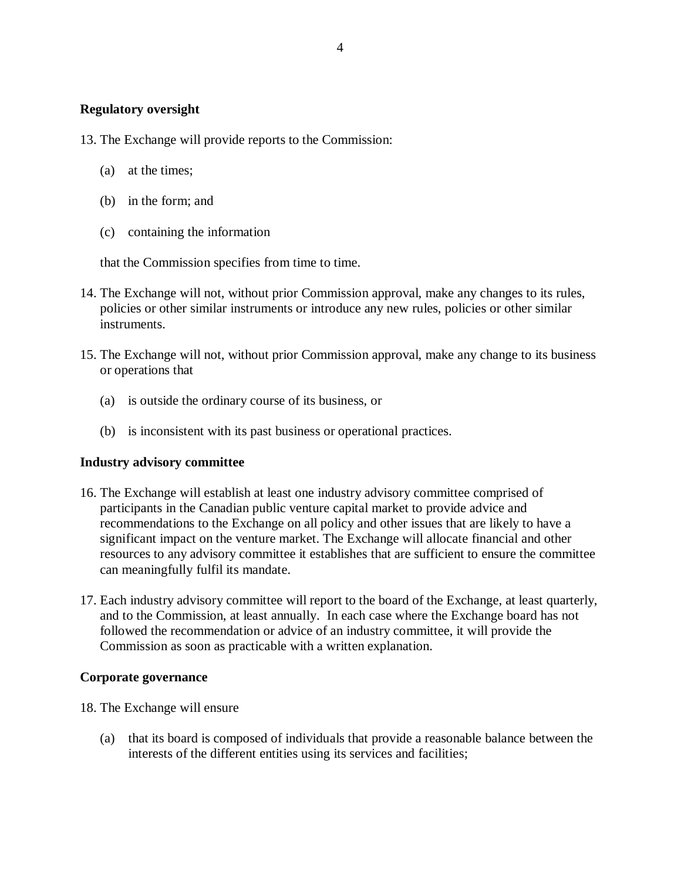**Regulatory oversight**

13. The Exchange will provide reports to the Commission:

    (a) at the times;

    (b) in the form; and

    (c) containing the information

    that the Commission specifies from time to time.

14. The Exchange will not, without prior Commission approval, make any changes to its rules, policies or other similar instruments or introduce any new rules, policies or other similar instruments.

15. The Exchange will not, without prior Commission approval, make any change to its business or operations that

    (a) is outside the ordinary course of its business, or

    (b) is inconsistent with its past business or operational practices.

**Industry advisory committee**

16. The Exchange will establish at least one industry advisory committee comprised of participants in the Canadian public venture capital market to provide advice and recommendations to the Exchange on all policy and other issues that are likely to have a significant impact on the venture market. The Exchange will allocate financial and other resources to any advisory committee it establishes that are sufficient to ensure the committee can meaningfully fulfil its mandate.

17. Each industry advisory committee will report to the board of the Exchange, at least quarterly, and to the Commission, at least annually. In each case where the Exchange board has not followed the recommendation or advice of an industry committee, it will provide the Commission as soon as practicable with a written explanation.

**Corporate governance**

18. The Exchange will ensure

    (a) that its board is composed of individuals that provide a reasonable balance between the interests of the different entities using its services and facilities;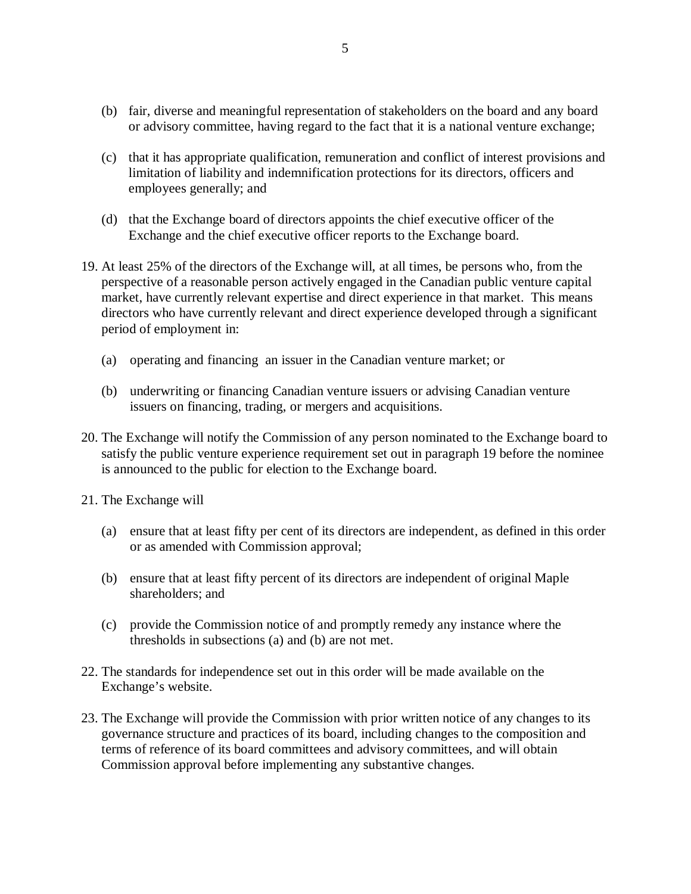(b) fair, diverse and meaningful representation of stakeholders on the board and any board or advisory committee, having regard to the fact that it is a national venture exchange;

(c) that it has appropriate qualification, remuneration and conflict of interest provisions and limitation of liability and indemnification protections for its directors, officers and employees generally; and

(d) that the Exchange board of directors appoints the chief executive officer of the Exchange and the chief executive officer reports to the Exchange board.

19. At least 25% of the directors of the Exchange will, at all times, be persons who, from the perspective of a reasonable person actively engaged in the Canadian public venture capital market, have currently relevant expertise and direct experience in that market. This means directors who have currently relevant and direct experience developed through a significant period of employment in:

    (a) operating and financing an issuer in the Canadian venture market; or

    (b) underwriting or financing Canadian venture issuers or advising Canadian venture issuers on financing, trading, or mergers and acquisitions.

20. The Exchange will notify the Commission of any person nominated to the Exchange board to satisfy the public venture experience requirement set out in paragraph 19 before the nominee is announced to the public for election to the Exchange board.

21. The Exchange will

    (a) ensure that at least fifty per cent of its directors are independent, as defined in this order or as amended with Commission approval;

    (b) ensure that at least fifty percent of its directors are independent of original Maple shareholders; and

    (c) provide the Commission notice of and promptly remedy any instance where the thresholds in subsections (a) and (b) are not met.

22. The standards for independence set out in this order will be made available on the Exchange's website.

23. The Exchange will provide the Commission with prior written notice of any changes to its governance structure and practices of its board, including changes to the composition and terms of reference of its board committees and advisory committees, and will obtain Commission approval before implementing any substantive changes.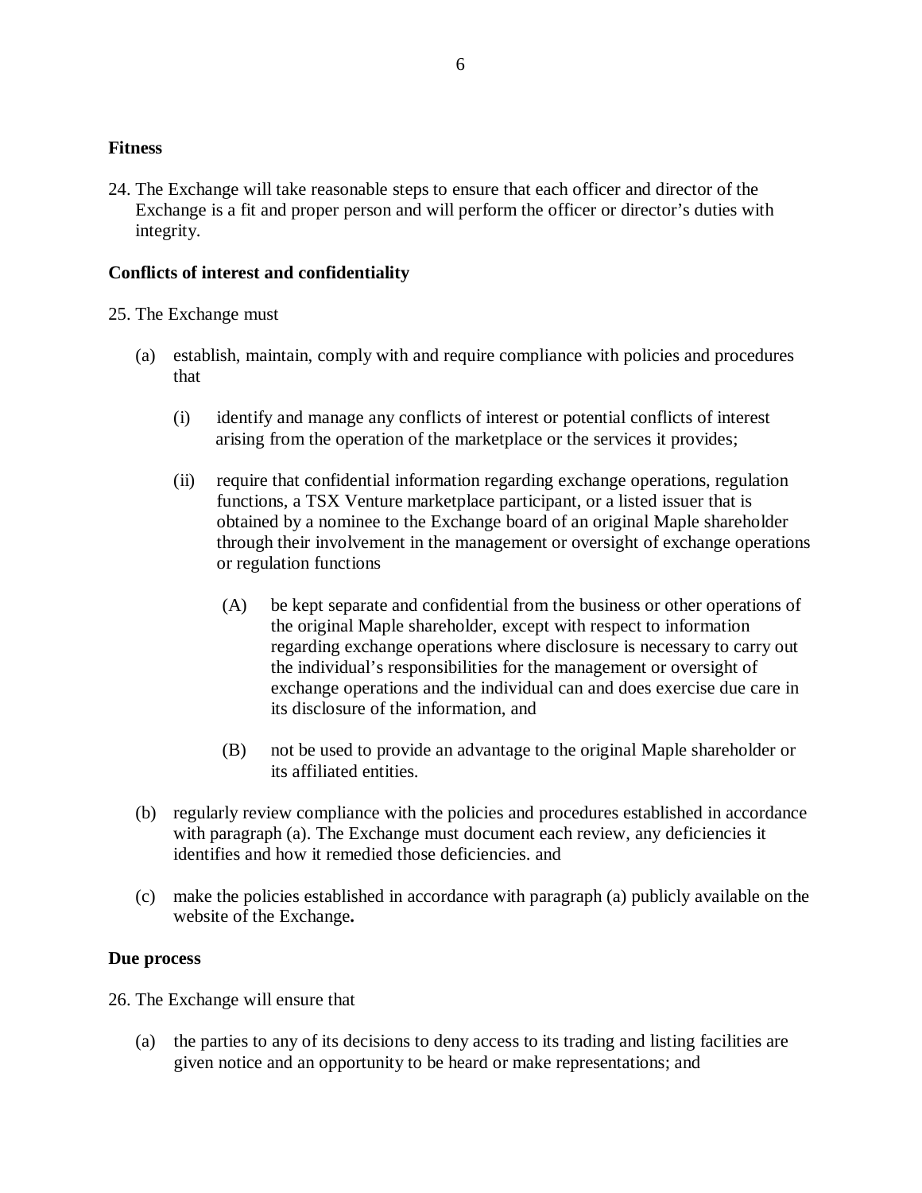**Fitness**

24. The Exchange will take reasonable steps to ensure that each officer and director of the Exchange is a fit and proper person and will perform the officer or director's duties with integrity.

**Conflicts of interest and confidentiality**

25. The Exchange must

(a) establish, maintain, comply with and require compliance with policies and procedures that

(i) identify and manage any conflicts of interest or potential conflicts of interest arising from the operation of the marketplace or the services it provides;

(ii) require that confidential information regarding exchange operations, regulation functions, a TSX Venture marketplace participant, or a listed issuer that is obtained by a nominee to the Exchange board of an original Maple shareholder through their involvement in the management or oversight of exchange operations or regulation functions

(A) be kept separate and confidential from the business or other operations of the original Maple shareholder, except with respect to information regarding exchange operations where disclosure is necessary to carry out the individual's responsibilities for the management or oversight of exchange operations and the individual can and does exercise due care in its disclosure of the information, and

(B) not be used to provide an advantage to the original Maple shareholder or its affiliated entities.

(b) regularly review compliance with the policies and procedures established in accordance with paragraph (a). The Exchange must document each review, any deficiencies it identifies and how it remedied those deficiencies. and

(c) make the policies established in accordance with paragraph (a) publicly available on the website of the Exchange**.**

**Due process**

26. The Exchange will ensure that

(a) the parties to any of its decisions to deny access to its trading and listing facilities are given notice and an opportunity to be heard or make representations; and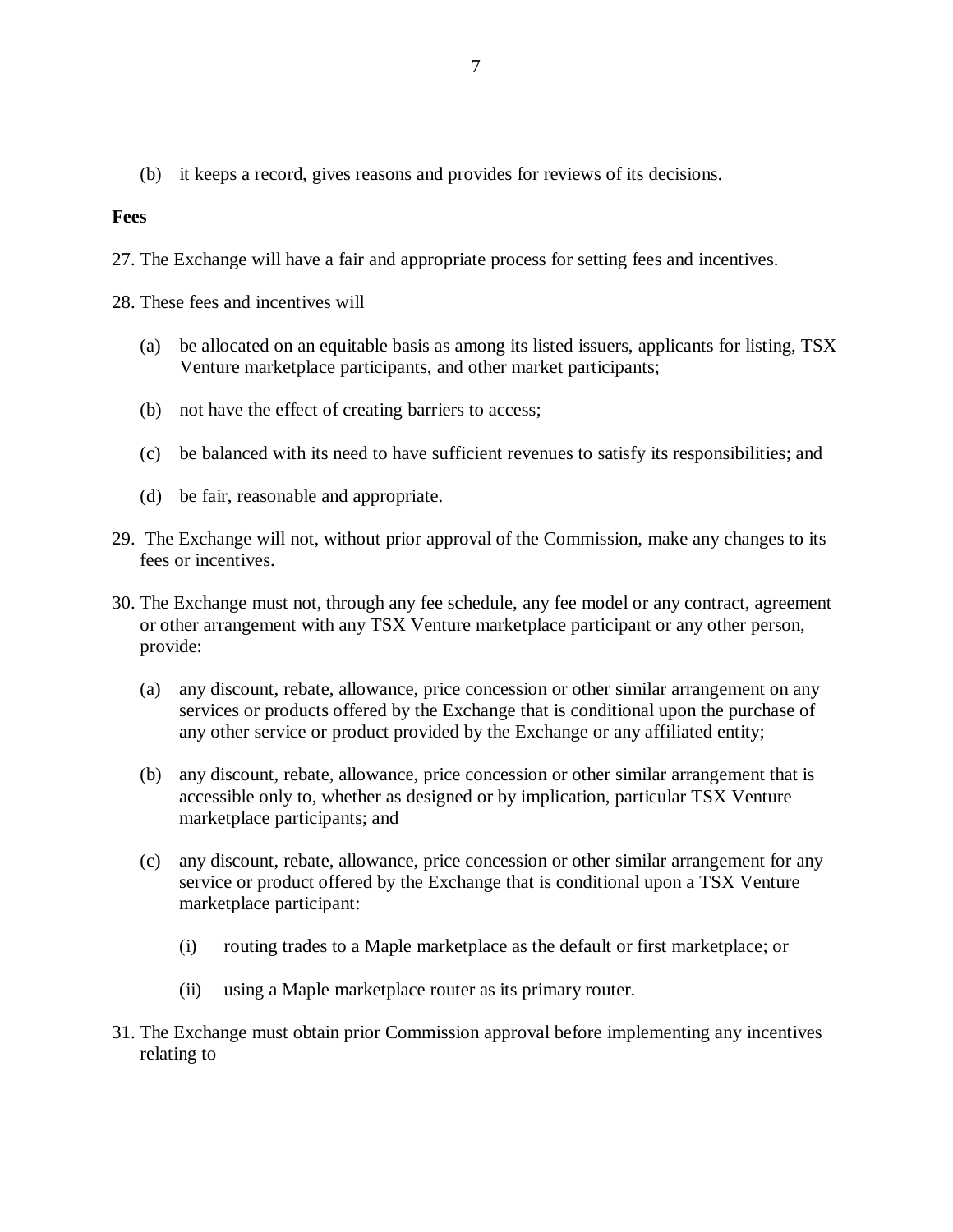(b) it keeps a record, gives reasons and provides for reviews of its decisions.

**Fees**

27. The Exchange will have a fair and appropriate process for setting fees and incentives.

28. These fees and incentives will

    (a) be allocated on an equitable basis as among its listed issuers, applicants for listing, TSX Venture marketplace participants, and other market participants;

    (b) not have the effect of creating barriers to access;

    (c) be balanced with its need to have sufficient revenues to satisfy its responsibilities; and

    (d) be fair, reasonable and appropriate.

29. The Exchange will not, without prior approval of the Commission, make any changes to its fees or incentives.

30. The Exchange must not, through any fee schedule, any fee model or any contract, agreement or other arrangement with any TSX Venture marketplace participant or any other person, provide:

    (a) any discount, rebate, allowance, price concession or other similar arrangement on any services or products offered by the Exchange that is conditional upon the purchase of any other service or product provided by the Exchange or any affiliated entity;

    (b) any discount, rebate, allowance, price concession or other similar arrangement that is accessible only to, whether as designed or by implication, particular TSX Venture marketplace participants; and

    (c) any discount, rebate, allowance, price concession or other similar arrangement for any service or product offered by the Exchange that is conditional upon a TSX Venture marketplace participant:

        (i) routing trades to a Maple marketplace as the default or first marketplace; or

        (ii) using a Maple marketplace router as its primary router.

31. The Exchange must obtain prior Commission approval before implementing any incentives relating to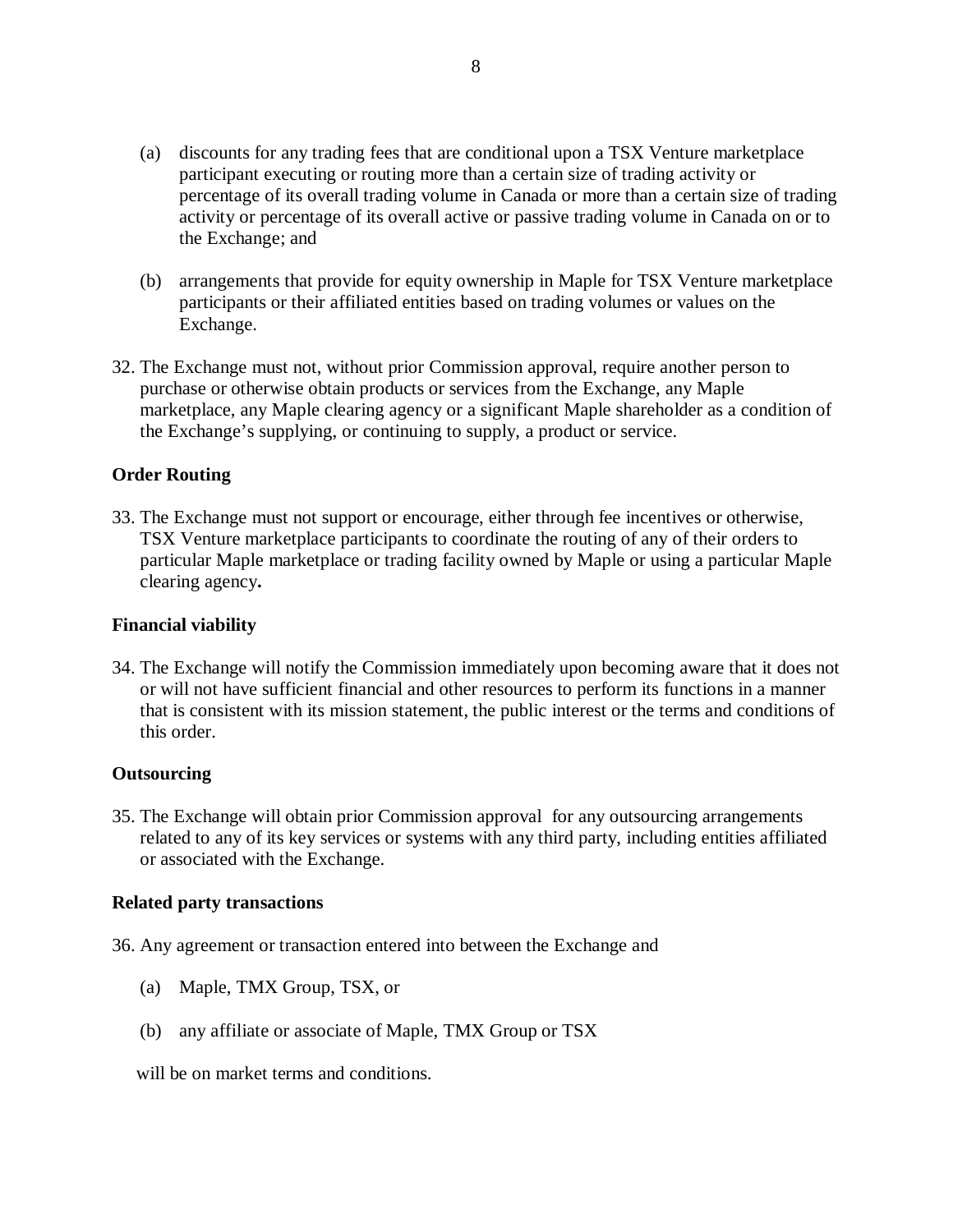(a) discounts for any trading fees that are conditional upon a TSX Venture marketplace participant executing or routing more than a certain size of trading activity or percentage of its overall trading volume in Canada or more than a certain size of trading activity or percentage of its overall active or passive trading volume in Canada on or to the Exchange; and

(b) arrangements that provide for equity ownership in Maple for TSX Venture marketplace participants or their affiliated entities based on trading volumes or values on the Exchange.

32. The Exchange must not, without prior Commission approval, require another person to purchase or otherwise obtain products or services from the Exchange, any Maple marketplace, any Maple clearing agency or a significant Maple shareholder as a condition of the Exchange's supplying, or continuing to supply, a product or service.

**Order Routing**

33. The Exchange must not support or encourage, either through fee incentives or otherwise, TSX Venture marketplace participants to coordinate the routing of any of their orders to particular Maple marketplace or trading facility owned by Maple or using a particular Maple clearing agency**.**

**Financial viability**

34. The Exchange will notify the Commission immediately upon becoming aware that it does not or will not have sufficient financial and other resources to perform its functions in a manner that is consistent with its mission statement, the public interest or the terms and conditions of this order.

**Outsourcing**

35. The Exchange will obtain prior Commission approval for any outsourcing arrangements related to any of its key services or systems with any third party, including entities affiliated or associated with the Exchange.

**Related party transactions**

36. Any agreement or transaction entered into between the Exchange and

(a) Maple, TMX Group, TSX, or

(b) any affiliate or associate of Maple, TMX Group or TSX

will be on market terms and conditions.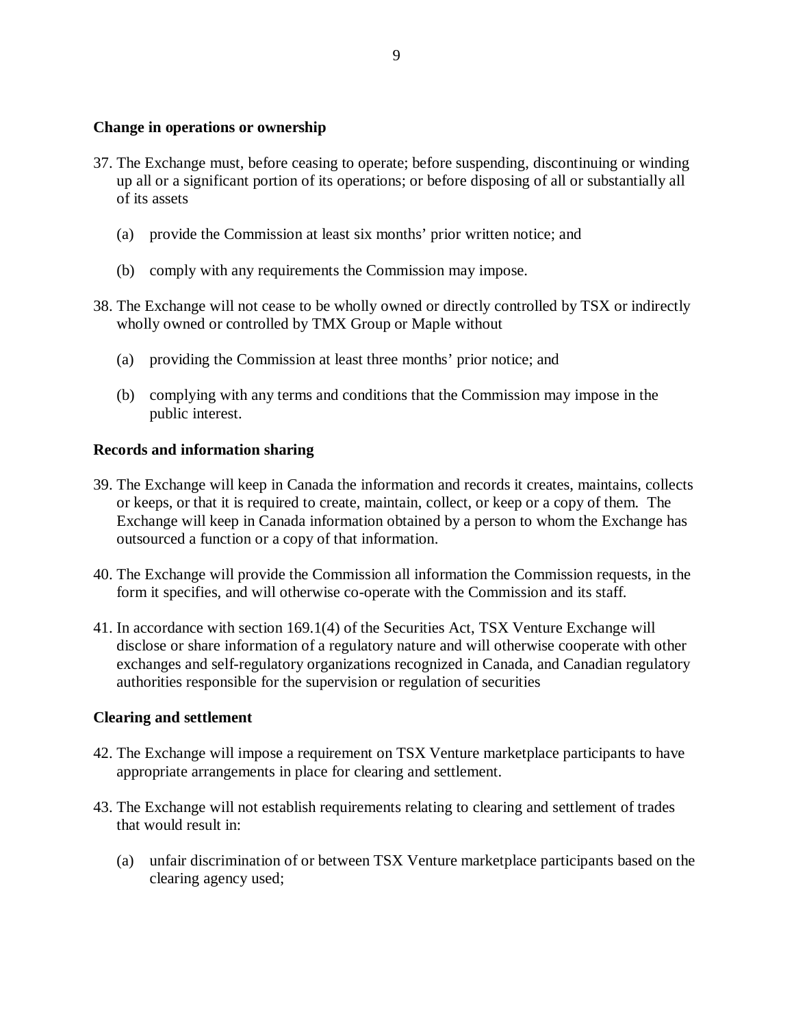**Change in operations or ownership**

37. The Exchange must, before ceasing to operate; before suspending, discontinuing or winding up all or a significant portion of its operations; or before disposing of all or substantially all of its assets

    (a) provide the Commission at least six months' prior written notice; and

    (b) comply with any requirements the Commission may impose.

38. The Exchange will not cease to be wholly owned or directly controlled by TSX or indirectly wholly owned or controlled by TMX Group or Maple without

    (a) providing the Commission at least three months' prior notice; and

    (b) complying with any terms and conditions that the Commission may impose in the public interest.

**Records and information sharing**

39. The Exchange will keep in Canada the information and records it creates, maintains, collects or keeps, or that it is required to create, maintain, collect, or keep or a copy of them. The Exchange will keep in Canada information obtained by a person to whom the Exchange has outsourced a function or a copy of that information.

40. The Exchange will provide the Commission all information the Commission requests, in the form it specifies, and will otherwise co-operate with the Commission and its staff.

41. In accordance with section 169.1(4) of the Securities Act, TSX Venture Exchange will disclose or share information of a regulatory nature and will otherwise cooperate with other exchanges and self-regulatory organizations recognized in Canada, and Canadian regulatory authorities responsible for the supervision or regulation of securities

**Clearing and settlement**

42. The Exchange will impose a requirement on TSX Venture marketplace participants to have appropriate arrangements in place for clearing and settlement.

43. The Exchange will not establish requirements relating to clearing and settlement of trades that would result in:

    (a) unfair discrimination of or between TSX Venture marketplace participants based on the clearing agency used;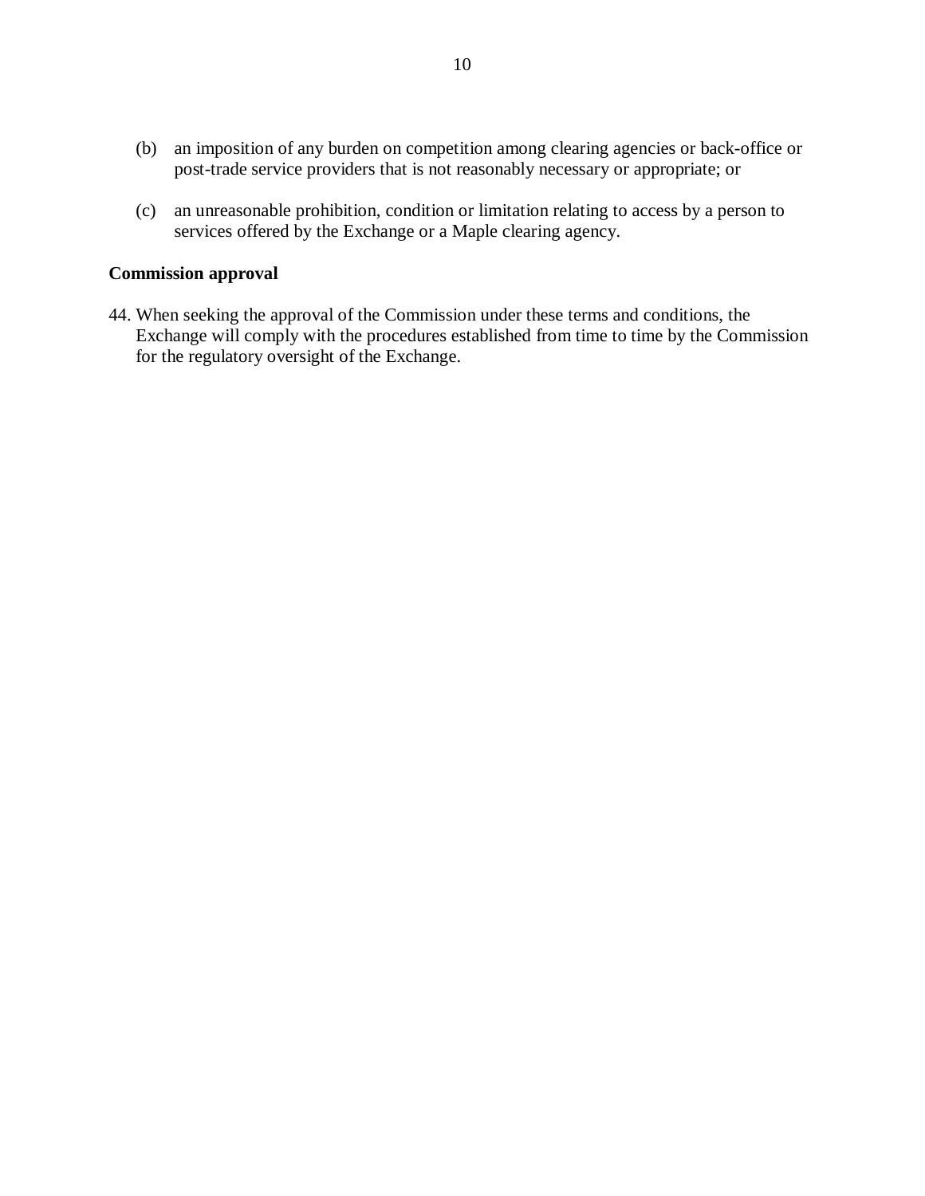(b) an imposition of any burden on competition among clearing agencies or back-office or post-trade service providers that is not reasonably necessary or appropriate; or

(c) an unreasonable prohibition, condition or limitation relating to access by a person to services offered by the Exchange or a Maple clearing agency.

**Commission approval**

44. When seeking the approval of the Commission under these terms and conditions, the Exchange will comply with the procedures established from time to time by the Commission for the regulatory oversight of the Exchange.